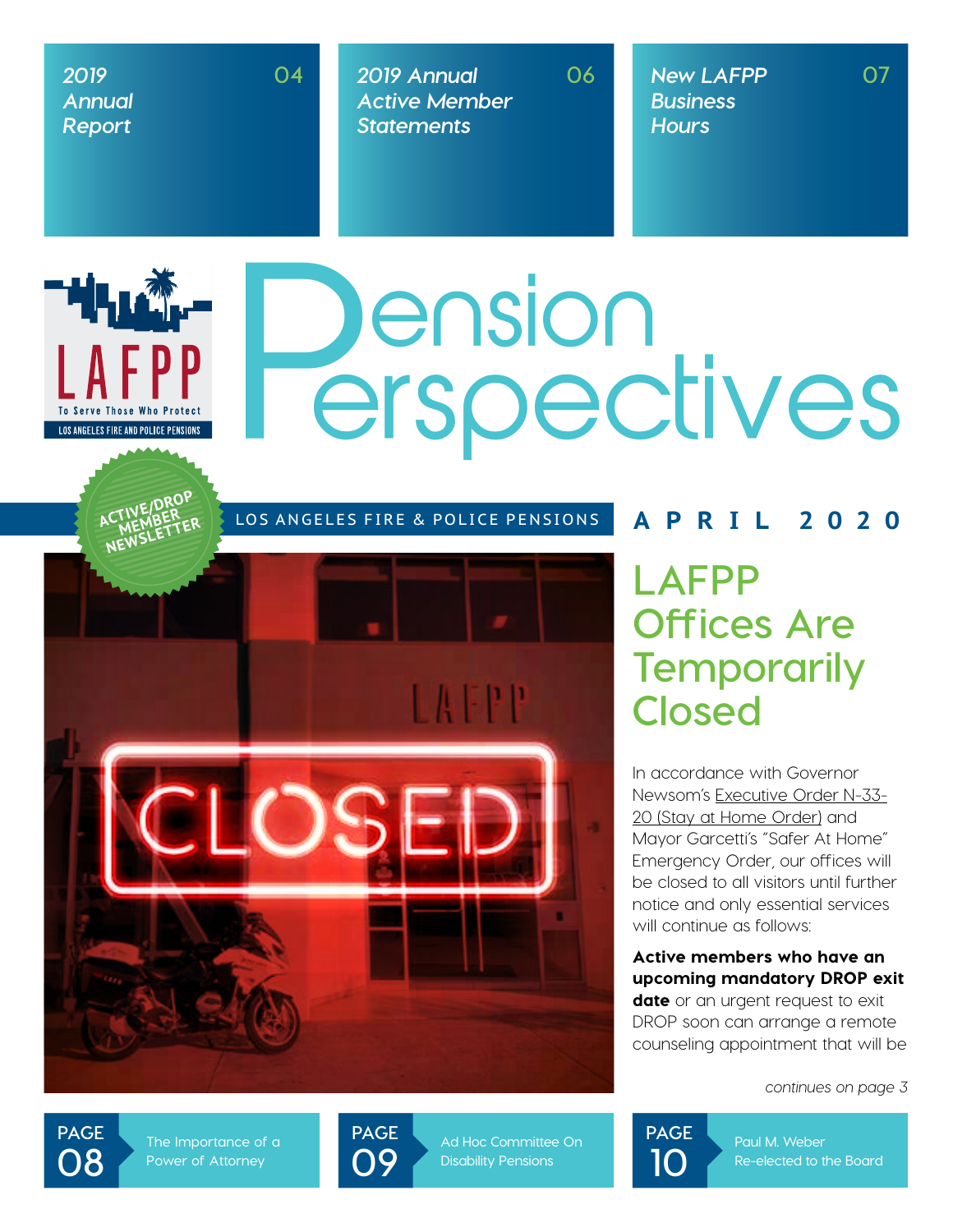2019 Annual Report 04

2019 Annual Active Member Statements 06

New LAFPP Business Hours 07

LAFPP
To Serve Those Who Protect
LOS ANGELES FIRE AND POLICE PENSIONS

# Pension Perspectives

ACTIVE/DROP MEMBER NEWSLETTER

LOS ANGELES FIRE & POLICE PENSIONS

**APRIL 2020**

## LAFPP Offices Are Temporarily Closed

In accordance with Governor Newsom's Executive Order N-33-20 (Stay at Home Order) and Mayor Garcetti's "Safer At Home" Emergency Order, our offices will be closed to all visitors until further notice and only essential services will continue as follows:

**Active members who have an upcoming mandatory DROP exit date** or an urgent request to exit DROP soon can arrange a remote counseling appointment that will be

*continues on page 3*

PAGE 08 The Importance of a Power of Attorney

PAGE 09 Ad Hoc Committee On Disability Pensions

PAGE 10 Paul M. Weber Re-elected to the Board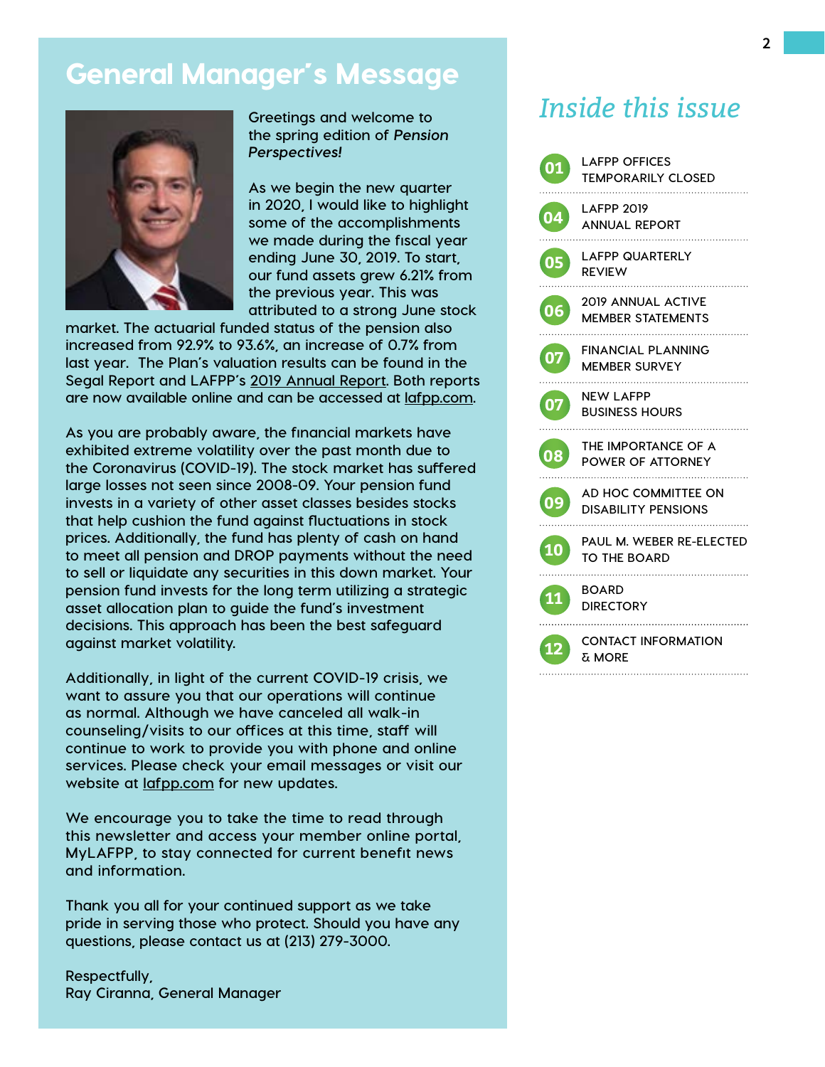# General Manager's Message

Greetings and welcome to the spring edition of *Pension Perspectives!*

As we begin the new quarter in 2020, I would like to highlight some of the accomplishments we made during the fiscal year ending June 30, 2019. To start, our fund assets grew 6.21% from the previous year. This was attributed to a strong June stock market. The actuarial funded status of the pension also increased from 92.9% to 93.6%, an increase of 0.7% from last year. The Plan's valuation results can be found in the Segal Report and LAFPP's 2019 Annual Report. Both reports are now available online and can be accessed at lafpp.com.

As you are probably aware, the financial markets have exhibited extreme volatility over the past month due to the Coronavirus (COVID-19). The stock market has suffered large losses not seen since 2008-09. Your pension fund invests in a variety of other asset classes besides stocks that help cushion the fund against fluctuations in stock prices. Additionally, the fund has plenty of cash on hand to meet all pension and DROP payments without the need to sell or liquidate any securities in this down market. Your pension fund invests for the long term utilizing a strategic asset allocation plan to guide the fund's investment decisions. This approach has been the best safeguard against market volatility.

Additionally, in light of the current COVID-19 crisis, we want to assure you that our operations will continue as normal. Although we have canceled all walk-in counseling/visits to our offices at this time, staff will continue to work to provide you with phone and online services. Please check your email messages or visit our website at lafpp.com for new updates.

We encourage you to take the time to read through this newsletter and access your member online portal, MyLAFPP, to stay connected for current benefit news and information.

Thank you all for your continued support as we take pride in serving those who protect. Should you have any questions, please contact us at (213) 279-3000.

Respectfully,
Ray Ciranna, General Manager

## *Inside this issue*

- **01** LAFPP OFFICES TEMPORARILY CLOSED
- **04** LAFPP 2019 ANNUAL REPORT
- **05** LAFPP QUARTERLY REVIEW
- **06** 2019 ANNUAL ACTIVE MEMBER STATEMENTS
- **07** FINANCIAL PLANNING MEMBER SURVEY
- **07** NEW LAFPP BUSINESS HOURS
- **08** THE IMPORTANCE OF A POWER OF ATTORNEY
- **09** AD HOC COMMITTEE ON DISABILITY PENSIONS
- **10** PAUL M. WEBER RE-ELECTED TO THE BOARD
- **11** BOARD DIRECTORY
- **12** CONTACT INFORMATION & MORE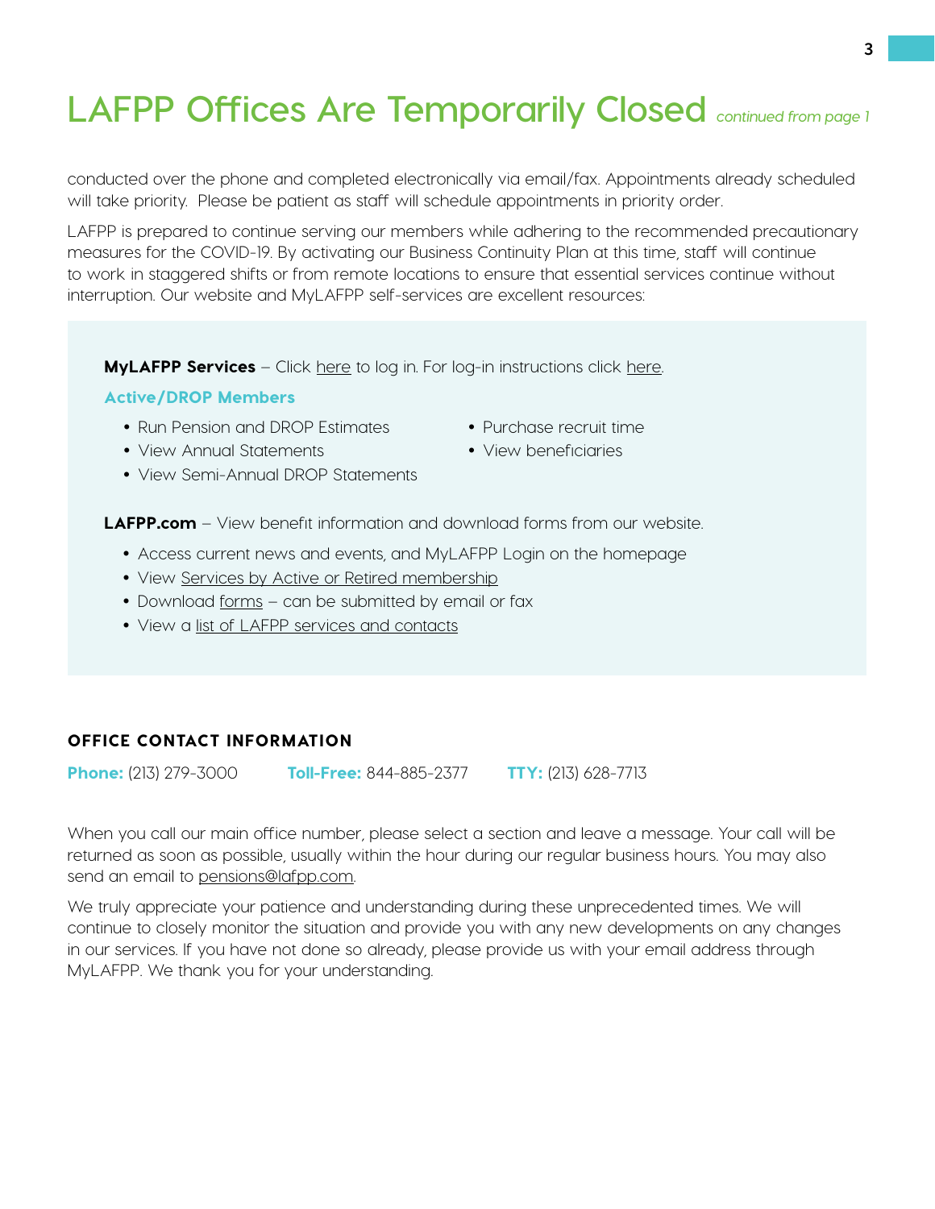# LAFPP Offices Are Temporarily Closed *continued from page 1*

conducted over the phone and completed electronically via email/fax. Appointments already scheduled will take priority. Please be patient as staff will schedule appointments in priority order.

LAFPP is prepared to continue serving our members while adhering to the recommended precautionary measures for the COVID-19. By activating our Business Continuity Plan at this time, staff will continue to work in staggered shifts or from remote locations to ensure that essential services continue without interruption. Our website and MyLAFPP self-services are excellent resources:

**MyLAFPP Services** – Click here to log in. For log-in instructions click here.

**Active/DROP Members**

- Run Pension and DROP Estimates
- View Annual Statements
- View Semi-Annual DROP Statements
- Purchase recruit time
- View beneficiaries

**LAFPP.com** – View benefit information and download forms from our website.

- Access current news and events, and MyLAFPP Login on the homepage
- View Services by Active or Retired membership
- Download forms – can be submitted by email or fax
- View a list of LAFPP services and contacts

### OFFICE CONTACT INFORMATION

**Phone:** (213) 279-3000 **Toll-Free:** 844-885-2377 **TTY:** (213) 628-7713

When you call our main office number, please select a section and leave a message. Your call will be returned as soon as possible, usually within the hour during our regular business hours. You may also send an email to pensions@lafpp.com.

We truly appreciate your patience and understanding during these unprecedented times. We will continue to closely monitor the situation and provide you with any new developments on any changes in our services. If you have not done so already, please provide us with your email address through MyLAFPP. We thank you for your understanding.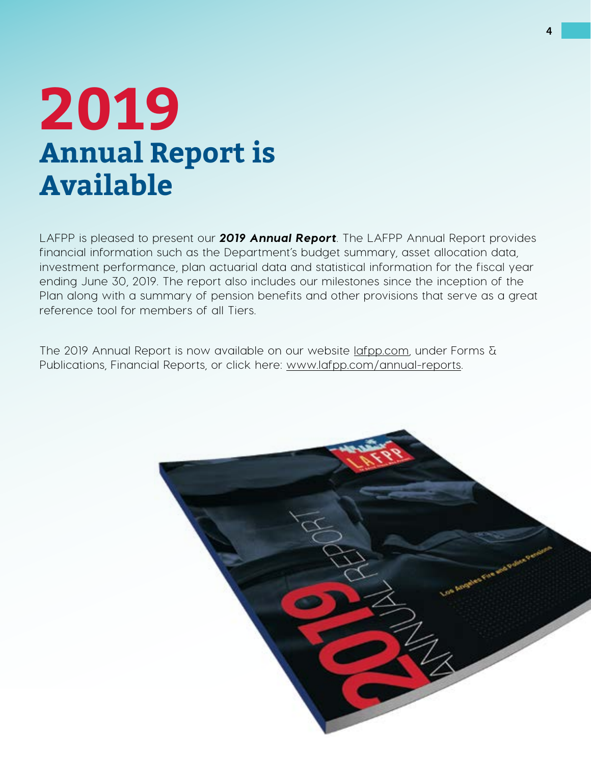# 2019 Annual Report is Available

LAFPP is pleased to present our ***2019 Annual Report***. The LAFPP Annual Report provides financial information such as the Department's budget summary, asset allocation data, investment performance, plan actuarial data and statistical information for the fiscal year ending June 30, 2019. The report also includes our milestones since the inception of the Plan along with a summary of pension benefits and other provisions that serve as a great reference tool for members of all Tiers.

The 2019 Annual Report is now available on our website lafpp.com, under Forms & Publications, Financial Reports, or click here: www.lafpp.com/annual-reports.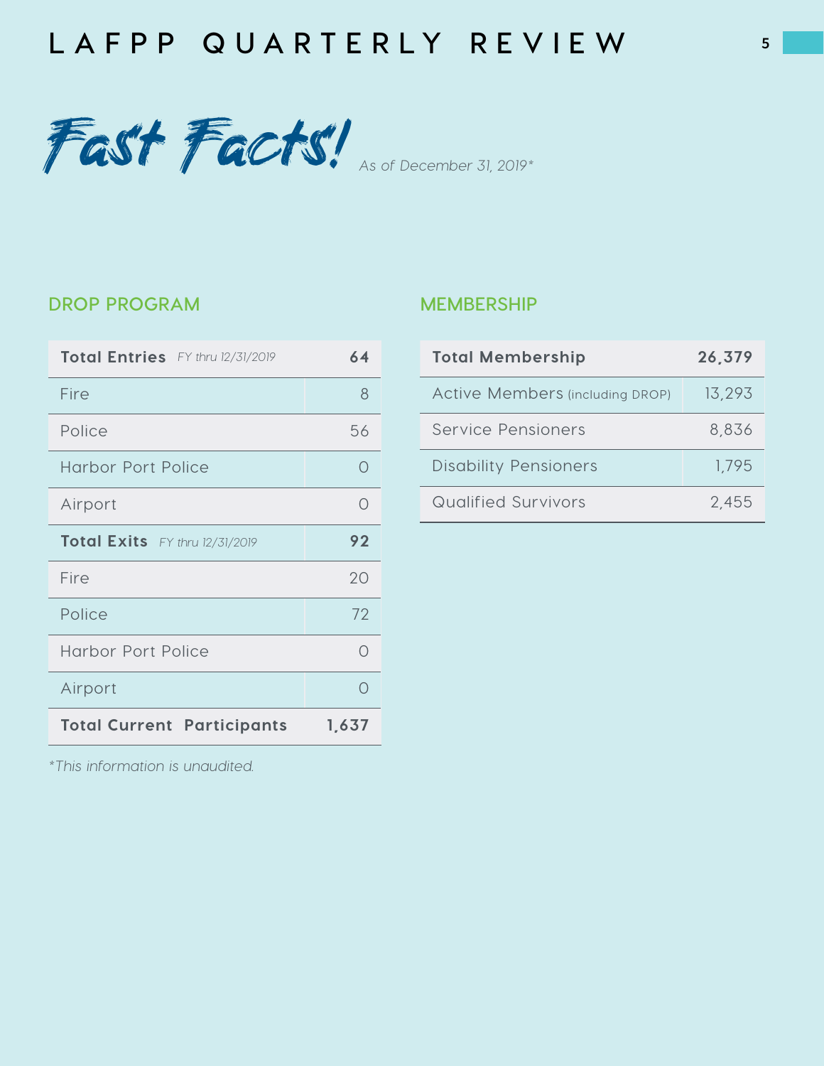# Fast Facts!

*As of December 31, 2019**

## DROP PROGRAM

| **Total Entries** *FY thru 12/31/2019* | **64** |
|---|---|
| Fire | 8 |
| Police | 56 |
| Harbor Port Police | 0 |
| Airport | 0 |
| **Total Exits** *FY thru 12/31/2019* | **92** |
| Fire | 20 |
| Police | 72 |
| Harbor Port Police | 0 |
| Airport | 0 |
| **Total Current Participants** | **1,637** |

*This information is unaudited.*

## MEMBERSHIP

| **Total Membership** | **26,379** |
|---|---|
| Active Members (including DROP) | 13,293 |
| Service Pensioners | 8,836 |
| Disability Pensioners | 1,795 |
| Qualified Survivors | 2,455 |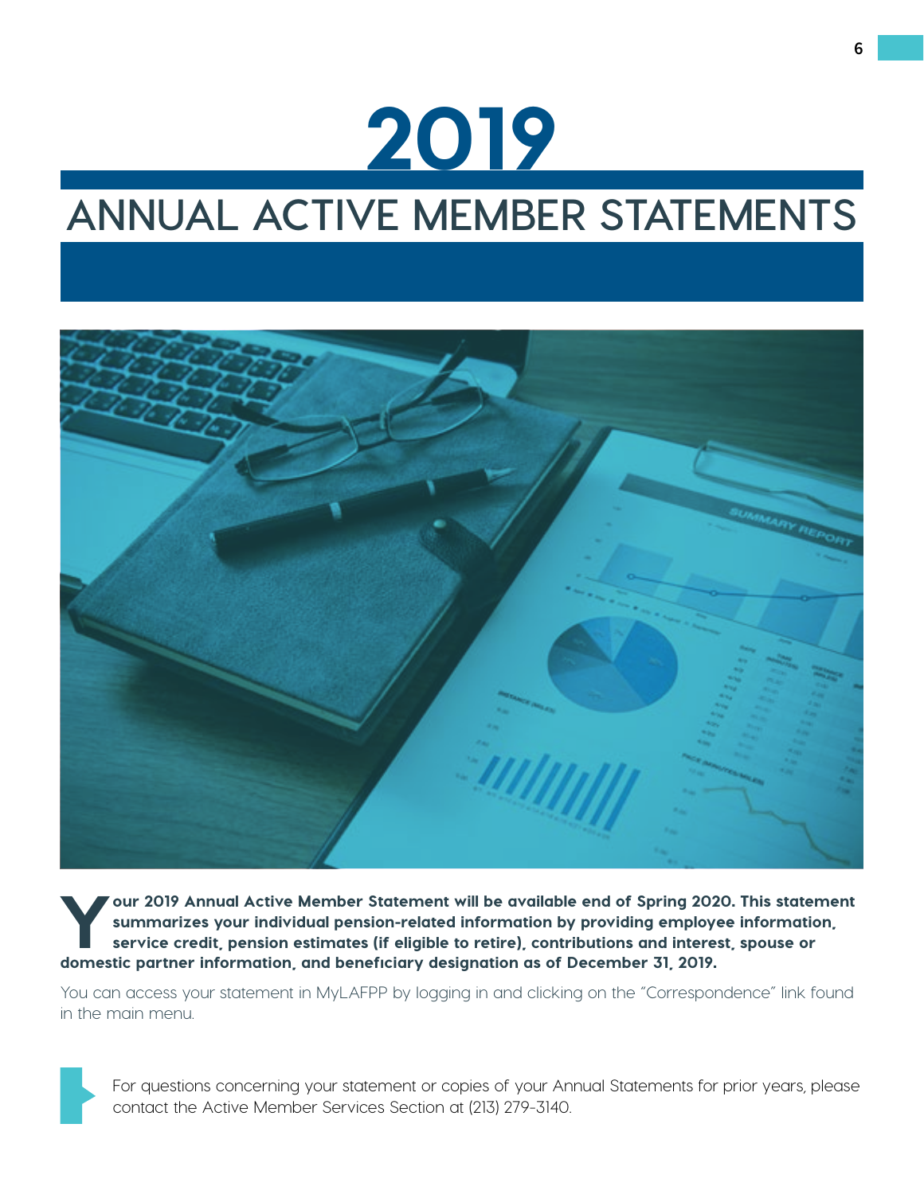# 2019

## ANNUAL ACTIVE MEMBER STATEMENTS

**Your 2019 Annual Active Member Statement will be available end of Spring 2020. This statement summarizes your individual pension-related information by providing employee information, service credit, pension estimates (if eligible to retire), contributions and interest, spouse or domestic partner information, and beneficiary designation as of December 31, 2019.**

You can access your statement in MyLAFPP by logging in and clicking on the "Correspondence" link found in the main menu.

For questions concerning your statement or copies of your Annual Statements for prior years, please contact the Active Member Services Section at (213) 279-3140.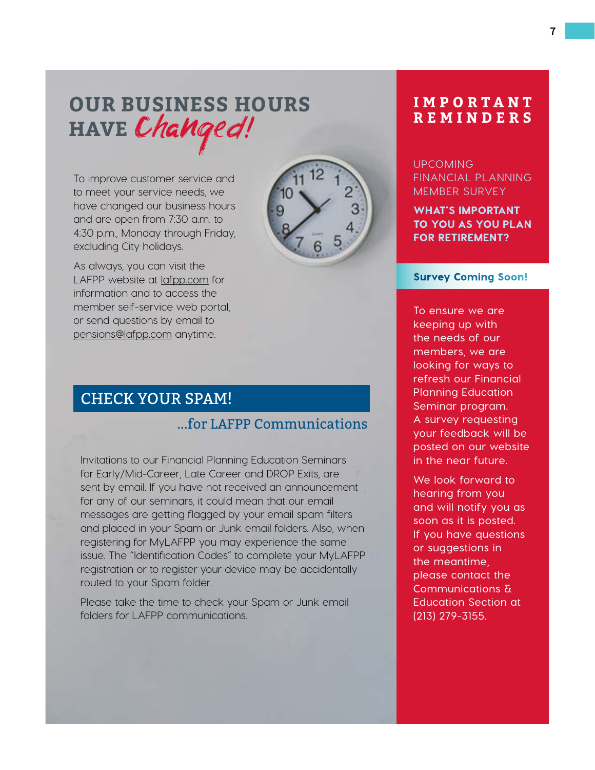# OUR BUSINESS HOURS HAVE *Changed!*

To improve customer service and to meet your service needs, we have changed our business hours and are open from 7:30 a.m. to 4:30 p.m., Monday through Friday, excluding City holidays.

As always, you can visit the LAFPP website at lafpp.com for information and to access the member self-service web portal, or send questions by email to pensions@lafpp.com anytime.

## CHECK YOUR SPAM!

### ...for LAFPP Communications

Invitations to our Financial Planning Education Seminars for Early/Mid-Career, Late Career and DROP Exits, are sent by email. If you have not received an announcement for any of our seminars, it could mean that our email messages are getting flagged by your email spam filters and placed in your Spam or Junk email folders. Also, when registering for MyLAFPP you may experience the same issue. The "Identification Codes" to complete your MyLAFPP registration or to register your device may be accidentally routed to your Spam folder.

Please take the time to check your Spam or Junk email folders for LAFPP communications.

## IMPORTANT REMINDERS

UPCOMING FINANCIAL PLANNING MEMBER SURVEY

**WHAT'S IMPORTANT TO YOU AS YOU PLAN FOR RETIREMENT?**

**Survey Coming Soon!**

To ensure we are keeping up with the needs of our members, we are looking for ways to refresh our Financial Planning Education Seminar program. A survey requesting your feedback will be posted on our website in the near future.

We look forward to hearing from you and will notify you as soon as it is posted. If you have questions or suggestions in the meantime, please contact the Communications & Education Section at (213) 279-3155.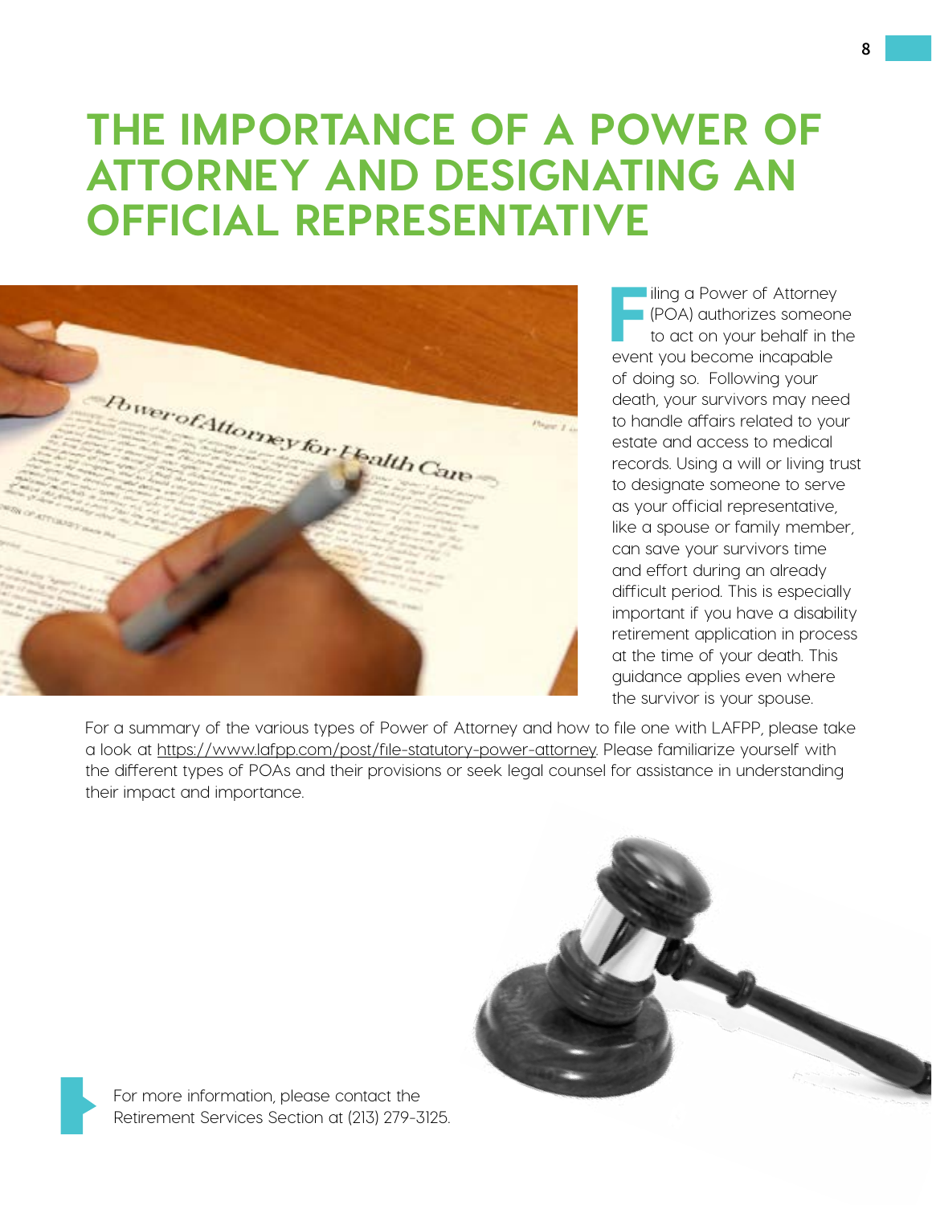# THE IMPORTANCE OF A POWER OF ATTORNEY AND DESIGNATING AN OFFICIAL REPRESENTATIVE

Filing a Power of Attorney (POA) authorizes someone to act on your behalf in the event you become incapable of doing so. Following your death, your survivors may need to handle affairs related to your estate and access to medical records. Using a will or living trust to designate someone to serve as your official representative, like a spouse or family member, can save your survivors time and effort during an already difficult period. This is especially important if you have a disability retirement application in process at the time of your death. This guidance applies even where the survivor is your spouse.

For a summary of the various types of Power of Attorney and how to file one with LAFPP, please take a look at https://www.lafpp.com/post/file-statutory-power-attorney. Please familiarize yourself with the different types of POAs and their provisions or seek legal counsel for assistance in understanding their impact and importance.

For more information, please contact the Retirement Services Section at (213) 279-3125.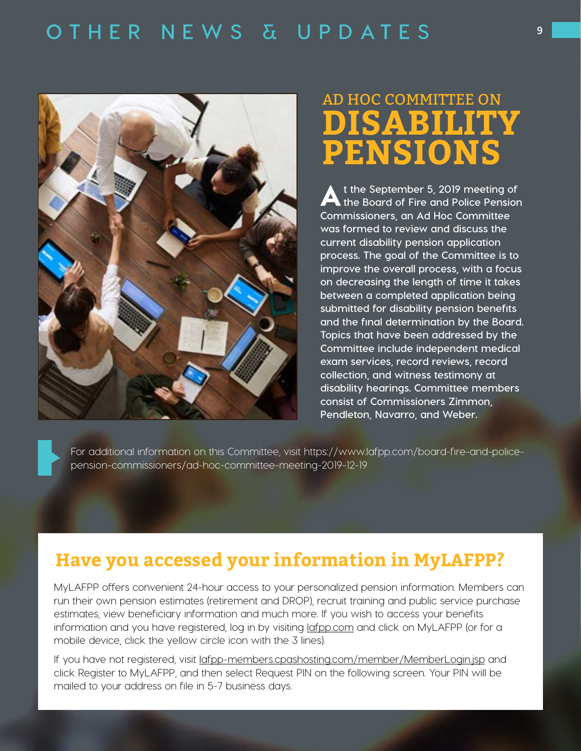# OTHER NEWS & UPDATES

## AD HOC COMMITTEE ON DISABILITY PENSIONS

At the September 5, 2019 meeting of the Board of Fire and Police Pension Commissioners, an Ad Hoc Committee was formed to review and discuss the current disability pension application process. The goal of the Committee is to improve the overall process, with a focus on decreasing the length of time it takes between a completed application being submitted for disability pension benefits and the final determination by the Board. Topics that have been addressed by the Committee include independent medical exam services, record reviews, record collection, and witness testimony at disability hearings. Committee members consist of Commissioners Zimmon, Pendleton, Navarro, and Weber.

For additional information on this Committee, visit https://www.lafpp.com/board-fire-and-police-pension-commissioners/ad-hoc-committee-meeting-2019-12-19

## Have you accessed your information in MyLAFPP?

MyLAFPP offers convenient 24-hour access to your personalized pension information. Members can run their own pension estimates (retirement and DROP), recruit training and public service purchase estimates, view beneficiary information and much more. If you wish to access your benefits information and you have registered, log in by visiting lafpp.com and click on MyLAFPP (or for a mobile device, click the yellow circle icon with the 3 lines).

If you have not registered, visit lafpp-members.cpashosting.com/member/MemberLogin.jsp and click Register to MyLAFPP, and then select Request PIN on the following screen. Your PIN will be mailed to your address on file in 5-7 business days.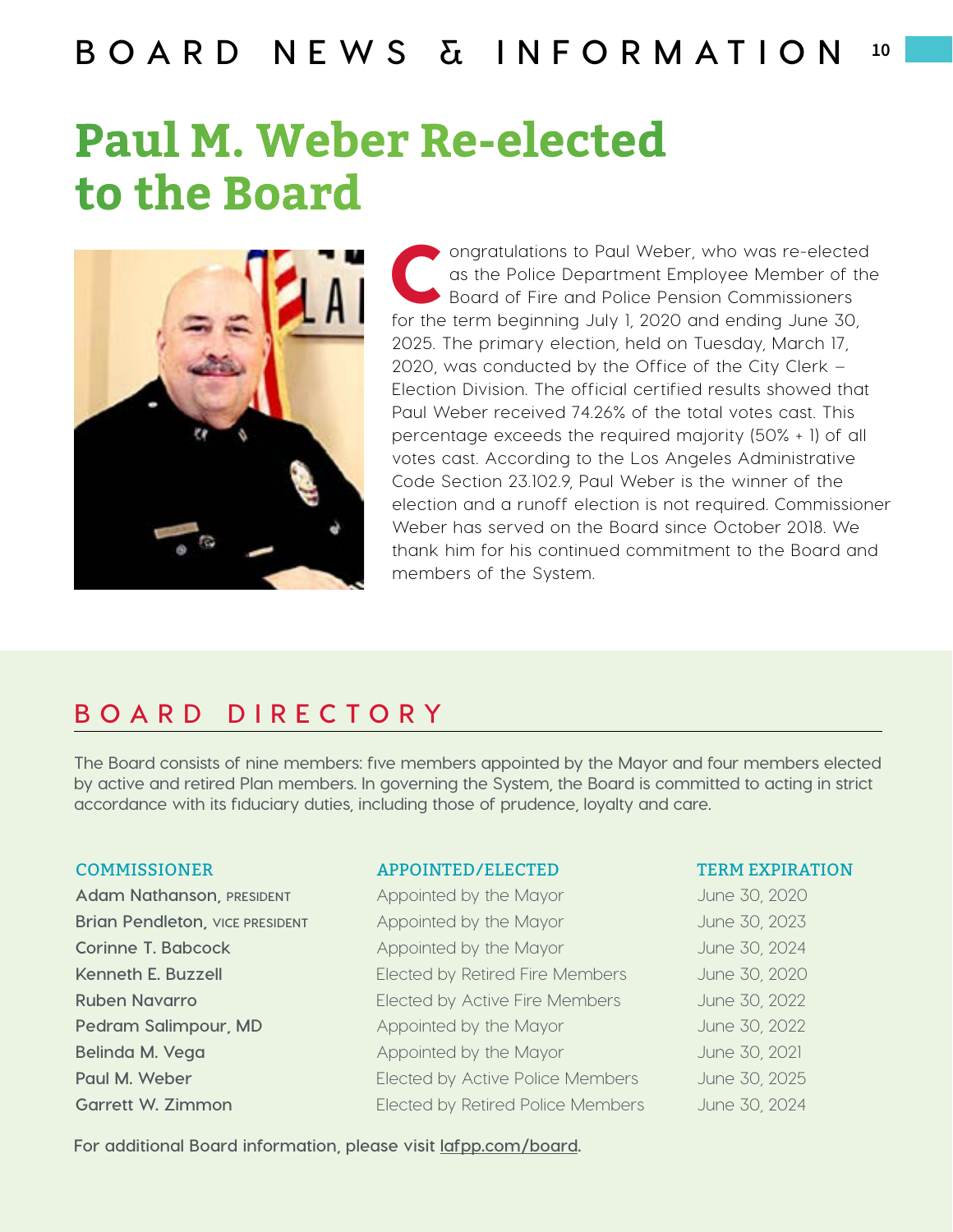# Paul M. Weber Re-elected to the Board

Congratulations to Paul Weber, who was re-elected as the Police Department Employee Member of the Board of Fire and Police Pension Commissioners for the term beginning July 1, 2020 and ending June 30, 2025. The primary election, held on Tuesday, March 17, 2020, was conducted by the Office of the City Clerk – Election Division. The official certified results showed that Paul Weber received 74.26% of the total votes cast. This percentage exceeds the required majority (50% + 1) of all votes cast. According to the Los Angeles Administrative Code Section 23.102.9, Paul Weber is the winner of the election and a runoff election is not required. Commissioner Weber has served on the Board since October 2018. We thank him for his continued commitment to the Board and members of the System.

## BOARD DIRECTORY

The Board consists of nine members: five members appointed by the Mayor and four members elected by active and retired Plan members. In governing the System, the Board is committed to acting in strict accordance with its fiduciary duties, including those of prudence, loyalty and care.

| COMMISSIONER | APPOINTED/ELECTED | TERM EXPIRATION |
|---|---|---|
| **Adam Nathanson,** PRESIDENT | Appointed by the Mayor | June 30, 2020 |
| **Brian Pendleton,** VICE PRESIDENT | Appointed by the Mayor | June 30, 2023 |
| **Corinne T. Babcock** | Appointed by the Mayor | June 30, 2024 |
| **Kenneth E. Buzzell** | Elected by Retired Fire Members | June 30, 2020 |
| **Ruben Navarro** | Elected by Active Fire Members | June 30, 2022 |
| **Pedram Salimpour, MD** | Appointed by the Mayor | June 30, 2022 |
| **Belinda M. Vega** | Appointed by the Mayor | June 30, 2021 |
| **Paul M. Weber** | Elected by Active Police Members | June 30, 2025 |
| **Garrett W. Zimmon** | Elected by Retired Police Members | June 30, 2024 |

For additional Board information, please visit lafpp.com/board.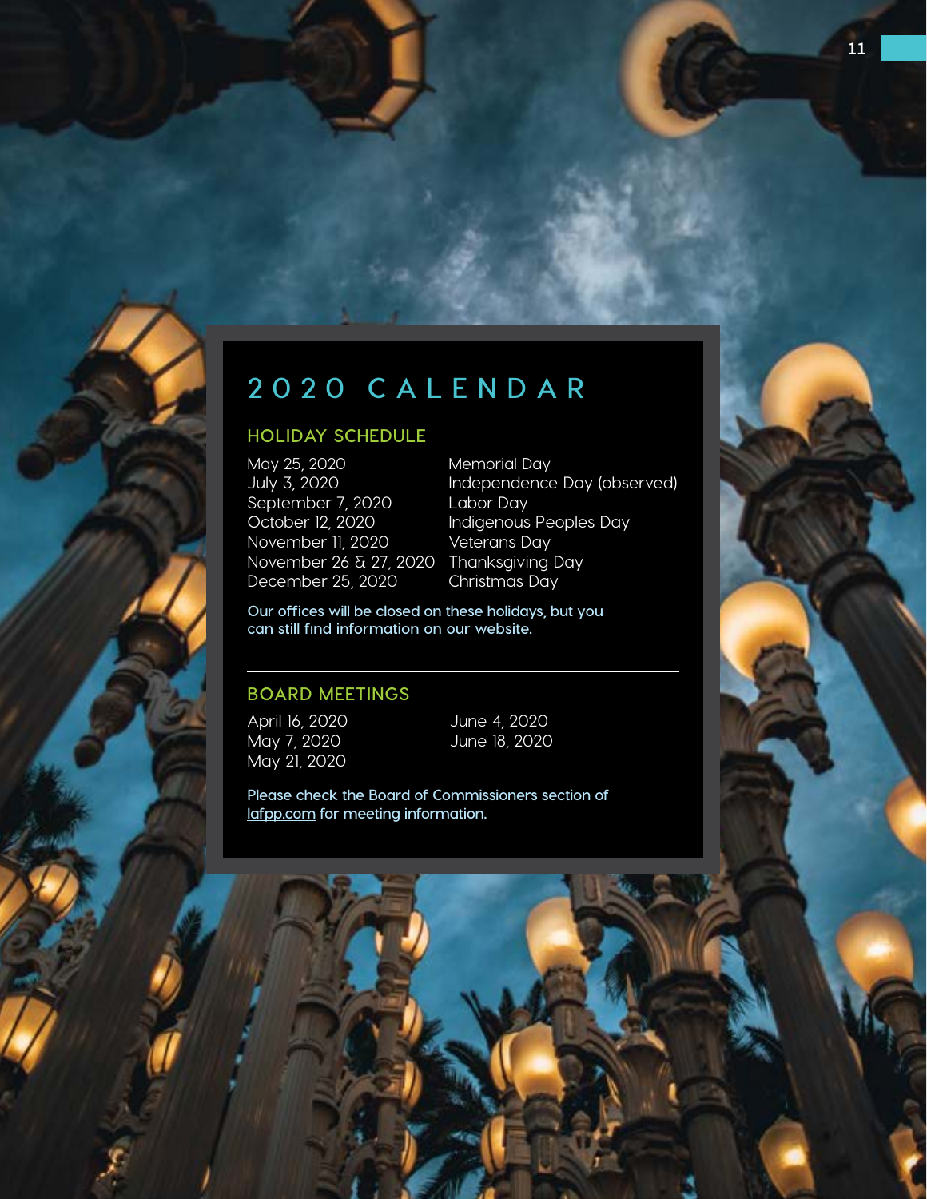# 2020 CALENDAR

## HOLIDAY SCHEDULE

| | |
|---|---|
| May 25, 2020 | Memorial Day |
| July 3, 2020 | Independence Day (observed) |
| September 7, 2020 | Labor Day |
| October 12, 2020 | Indigenous Peoples Day |
| November 11, 2020 | Veterans Day |
| November 26 & 27, 2020 | Thanksgiving Day |
| December 25, 2020 | Christmas Day |

Our offices will be closed on these holidays, but you can still find information on our website.

## BOARD MEETINGS

April 16, 2020
May 7, 2020
May 21, 2020
June 4, 2020
June 18, 2020

Please check the Board of Commissioners section of lafpp.com for meeting information.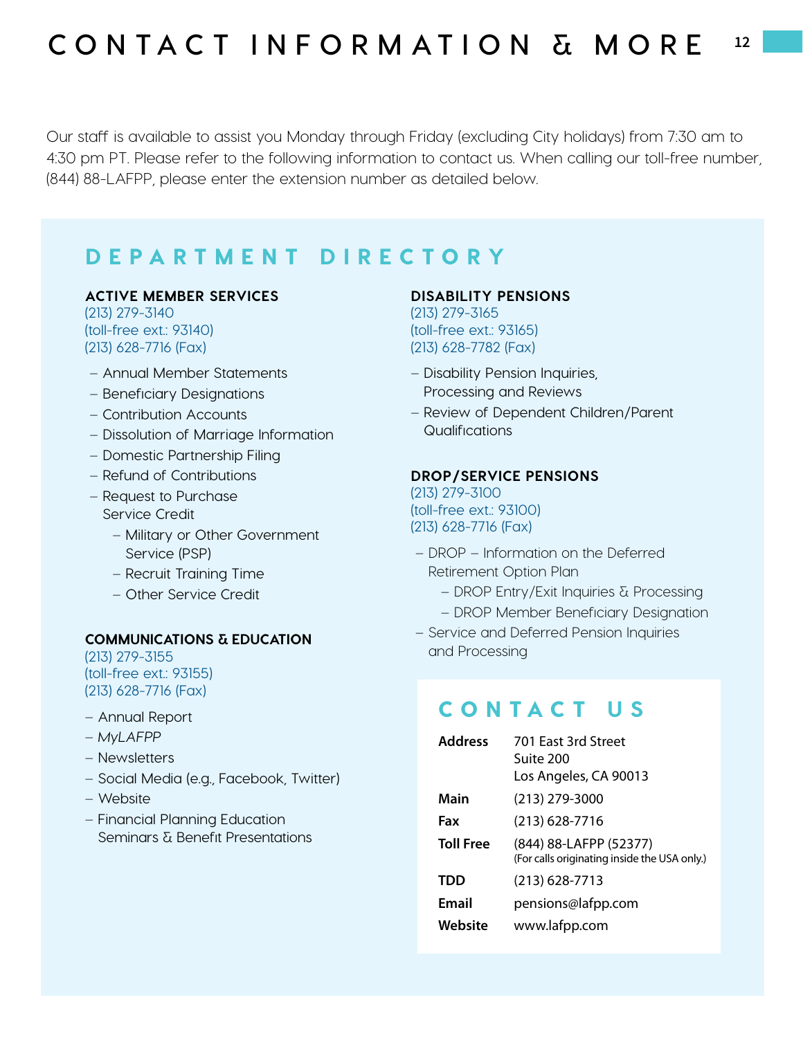# CONTACT INFORMATION & MORE

Our staff is available to assist you Monday through Friday (excluding City holidays) from 7:30 am to 4:30 pm PT. Please refer to the following information to contact us. When calling our toll-free number, (844) 88-LAFPP, please enter the extension number as detailed below.

## DEPARTMENT DIRECTORY

### ACTIVE MEMBER SERVICES

(213) 279-3140
(toll-free ext.: 93140)
(213) 628-7716 (Fax)

- Annual Member Statements
- Beneficiary Designations
- Contribution Accounts
- Dissolution of Marriage Information
- Domestic Partnership Filing
- Refund of Contributions
- Request to Purchase Service Credit
  - Military or Other Government Service (PSP)
  - Recruit Training Time
  - Other Service Credit

### COMMUNICATIONS & EDUCATION

(213) 279-3155
(toll-free ext.: 93155)
(213) 628-7716 (Fax)

- Annual Report
- *MyLAFPP*
- Newsletters
- Social Media (e.g., Facebook, Twitter)
- Website
- Financial Planning Education Seminars & Benefit Presentations

### DISABILITY PENSIONS

(213) 279-3165
(toll-free ext.: 93165)
(213) 628-7782 (Fax)

- Disability Pension Inquiries, Processing and Reviews
- Review of Dependent Children/Parent Qualifications

### DROP/SERVICE PENSIONS

(213) 279-3100
(toll-free ext.: 93100)
(213) 628-7716 (Fax)

- DROP – Information on the Deferred Retirement Option Plan
  - DROP Entry/Exit Inquiries & Processing
  - DROP Member Beneficiary Designation
- Service and Deferred Pension Inquiries and Processing

## CONTACT US

| | |
|---|---|
| **Address** | 701 East 3rd Street<br>Suite 200<br>Los Angeles, CA 90013 |
| **Main** | (213) 279-3000 |
| **Fax** | (213) 628-7716 |
| **Toll Free** | (844) 88-LAFPP (52377)<br>(For calls originating inside the USA only.) |
| **TDD** | (213) 628-7713 |
| **Email** | pensions@lafpp.com |
| **Website** | www.lafpp.com |